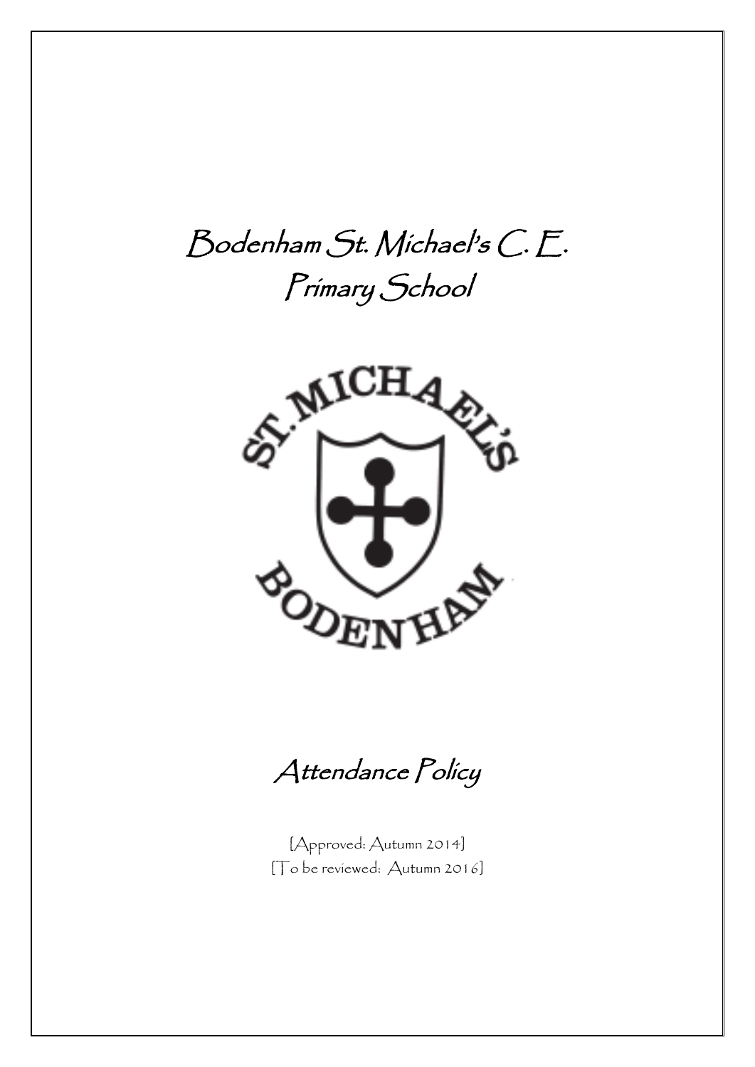# Bodenham St. Michael's C. E. Primary School

## Attendance Policy

[Approved: Autumn 2014]
[To be reviewed: Autumn 2016]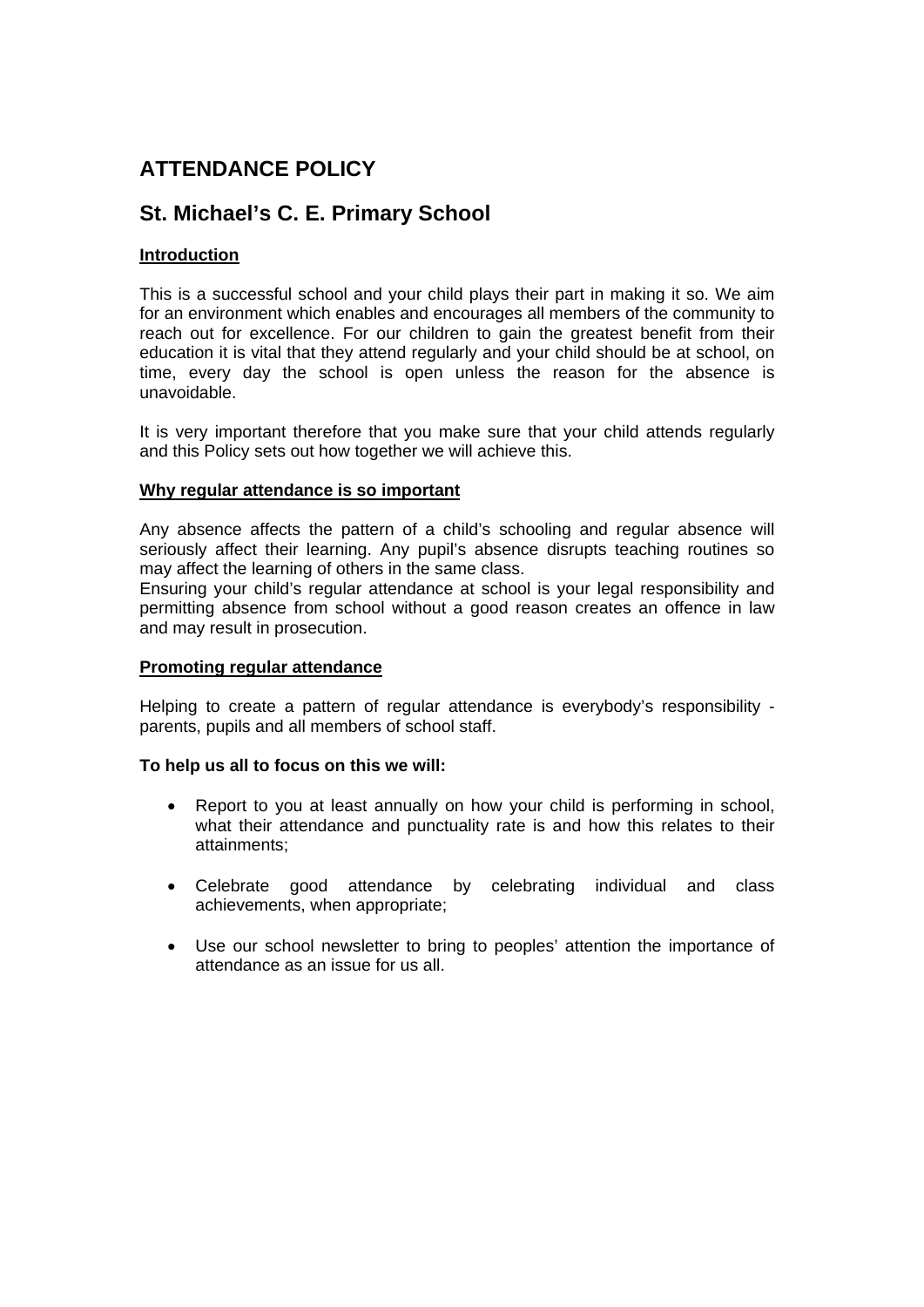# ATTENDANCE POLICY

## St. Michael's C. E. Primary School

**Introduction**

This is a successful school and your child plays their part in making it so. We aim for an environment which enables and encourages all members of the community to reach out for excellence. For our children to gain the greatest benefit from their education it is vital that they attend regularly and your child should be at school, on time, every day the school is open unless the reason for the absence is unavoidable.

It is very important therefore that you make sure that your child attends regularly and this Policy sets out how together we will achieve this.

**Why regular attendance is so important**

Any absence affects the pattern of a child's schooling and regular absence will seriously affect their learning. Any pupil's absence disrupts teaching routines so may affect the learning of others in the same class.
Ensuring your child's regular attendance at school is your legal responsibility and permitting absence from school without a good reason creates an offence in law and may result in prosecution.

**Promoting regular attendance**

Helping to create a pattern of regular attendance is everybody's responsibility - parents, pupils and all members of school staff.

**To help us all to focus on this we will:**

- Report to you at least annually on how your child is performing in school, what their attendance and punctuality rate is and how this relates to their attainments;
- Celebrate good attendance by celebrating individual and class achievements, when appropriate;
- Use our school newsletter to bring to peoples' attention the importance of attendance as an issue for us all.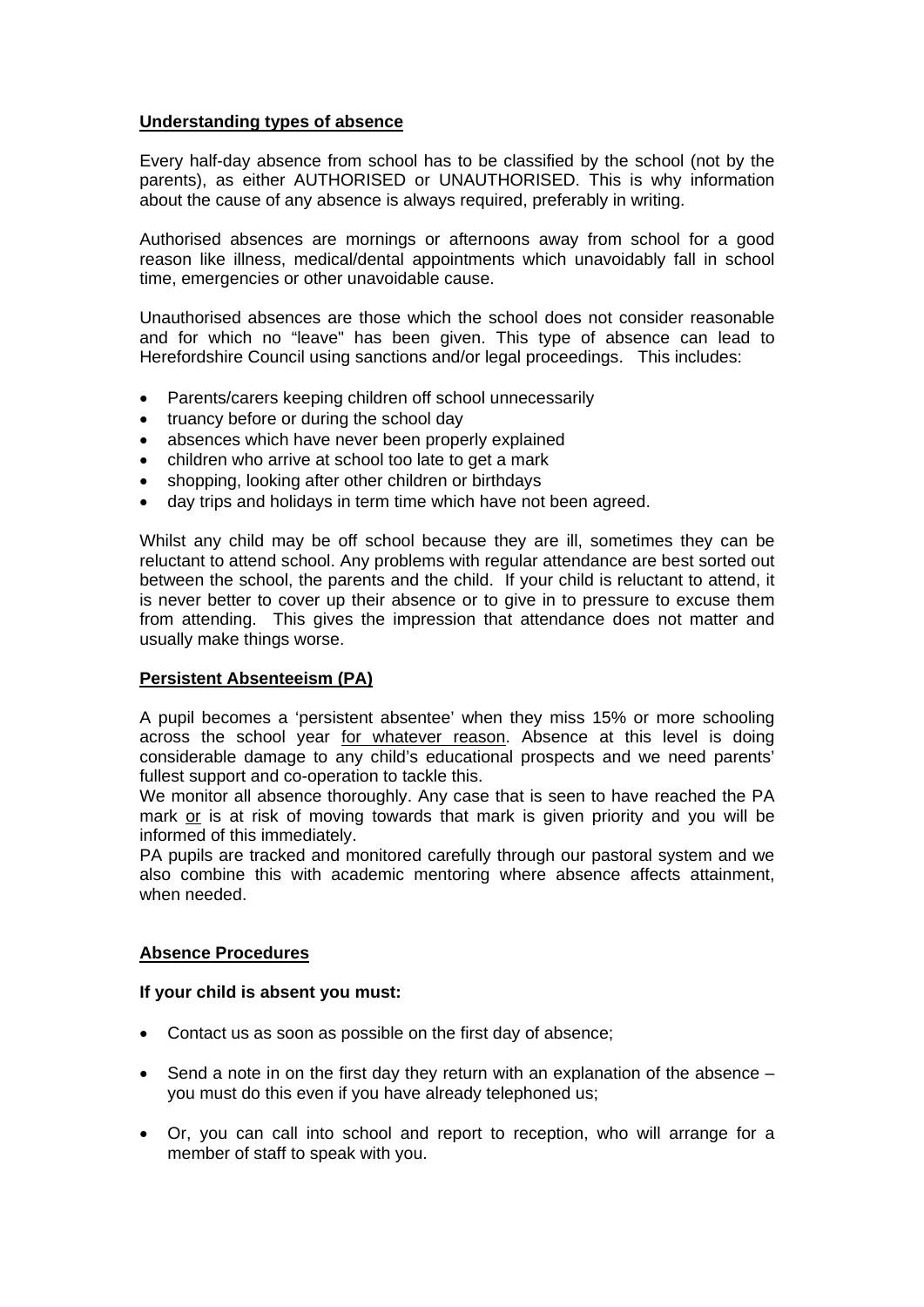## Understanding types of absence

Every half-day absence from school has to be classified by the school (not by the parents), as either AUTHORISED or UNAUTHORISED. This is why information about the cause of any absence is always required, preferably in writing.

Authorised absences are mornings or afternoons away from school for a good reason like illness, medical/dental appointments which unavoidably fall in school time, emergencies or other unavoidable cause.

Unauthorised absences are those which the school does not consider reasonable and for which no "leave" has been given. This type of absence can lead to Herefordshire Council using sanctions and/or legal proceedings. This includes:

- Parents/carers keeping children off school unnecessarily
- truancy before or during the school day
- absences which have never been properly explained
- children who arrive at school too late to get a mark
- shopping, looking after other children or birthdays
- day trips and holidays in term time which have not been agreed.

Whilst any child may be off school because they are ill, sometimes they can be reluctant to attend school. Any problems with regular attendance are best sorted out between the school, the parents and the child. If your child is reluctant to attend, it is never better to cover up their absence or to give in to pressure to excuse them from attending. This gives the impression that attendance does not matter and usually make things worse.

## Persistent Absenteeism (PA)

A pupil becomes a 'persistent absentee' when they miss 15% or more schooling across the school year for whatever reason. Absence at this level is doing considerable damage to any child's educational prospects and we need parents' fullest support and co-operation to tackle this.

We monitor all absence thoroughly. Any case that is seen to have reached the PA mark or is at risk of moving towards that mark is given priority and you will be informed of this immediately.

PA pupils are tracked and monitored carefully through our pastoral system and we also combine this with academic mentoring where absence affects attainment, when needed.

## Absence Procedures

**If your child is absent you must:**

- Contact us as soon as possible on the first day of absence;
- Send a note in on the first day they return with an explanation of the absence – you must do this even if you have already telephoned us;
- Or, you can call into school and report to reception, who will arrange for a member of staff to speak with you.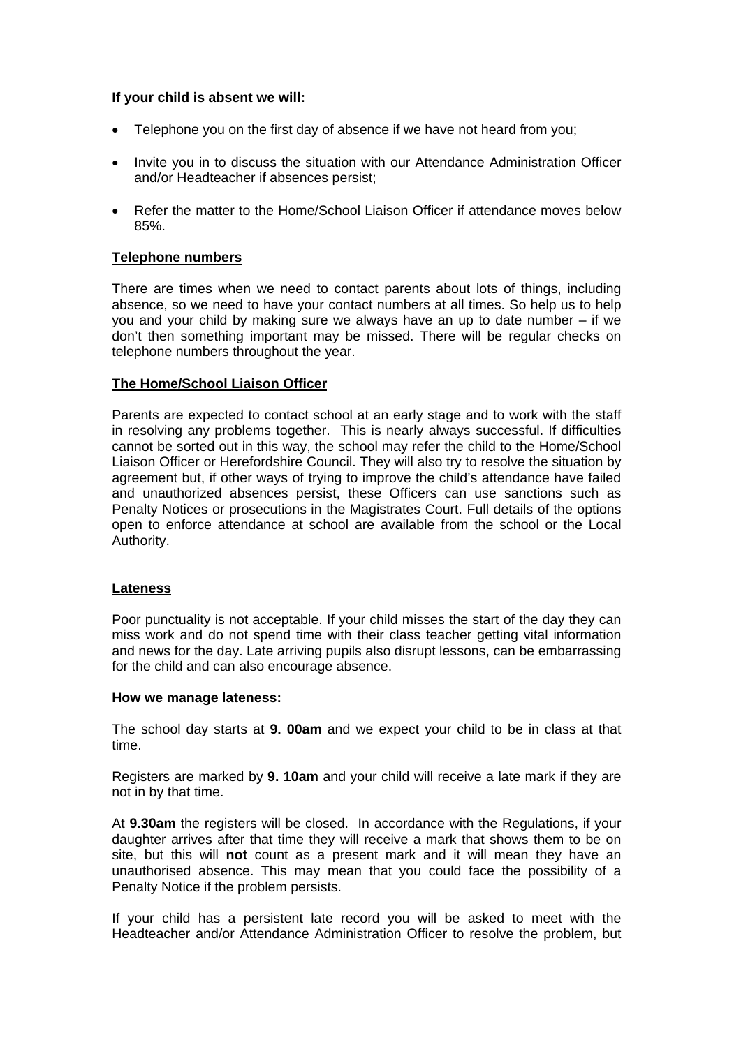**If your child is absent we will:**

- Telephone you on the first day of absence if we have not heard from you;
- Invite you in to discuss the situation with our Attendance Administration Officer and/or Headteacher if absences persist;
- Refer the matter to the Home/School Liaison Officer if attendance moves below 85%.

**Telephone numbers**

There are times when we need to contact parents about lots of things, including absence, so we need to have your contact numbers at all times. So help us to help you and your child by making sure we always have an up to date number – if we don't then something important may be missed. There will be regular checks on telephone numbers throughout the year.

**The Home/School Liaison Officer**

Parents are expected to contact school at an early stage and to work with the staff in resolving any problems together. This is nearly always successful. If difficulties cannot be sorted out in this way, the school may refer the child to the Home/School Liaison Officer or Herefordshire Council. They will also try to resolve the situation by agreement but, if other ways of trying to improve the child's attendance have failed and unauthorized absences persist, these Officers can use sanctions such as Penalty Notices or prosecutions in the Magistrates Court. Full details of the options open to enforce attendance at school are available from the school or the Local Authority.

**Lateness**

Poor punctuality is not acceptable. If your child misses the start of the day they can miss work and do not spend time with their class teacher getting vital information and news for the day. Late arriving pupils also disrupt lessons, can be embarrassing for the child and can also encourage absence.

**How we manage lateness:**

The school day starts at **9. 00am** and we expect your child to be in class at that time.

Registers are marked by **9. 10am** and your child will receive a late mark if they are not in by that time.

At **9.30am** the registers will be closed. In accordance with the Regulations, if your daughter arrives after that time they will receive a mark that shows them to be on site, but this will **not** count as a present mark and it will mean they have an unauthorised absence. This may mean that you could face the possibility of a Penalty Notice if the problem persists.

If your child has a persistent late record you will be asked to meet with the Headteacher and/or Attendance Administration Officer to resolve the problem, but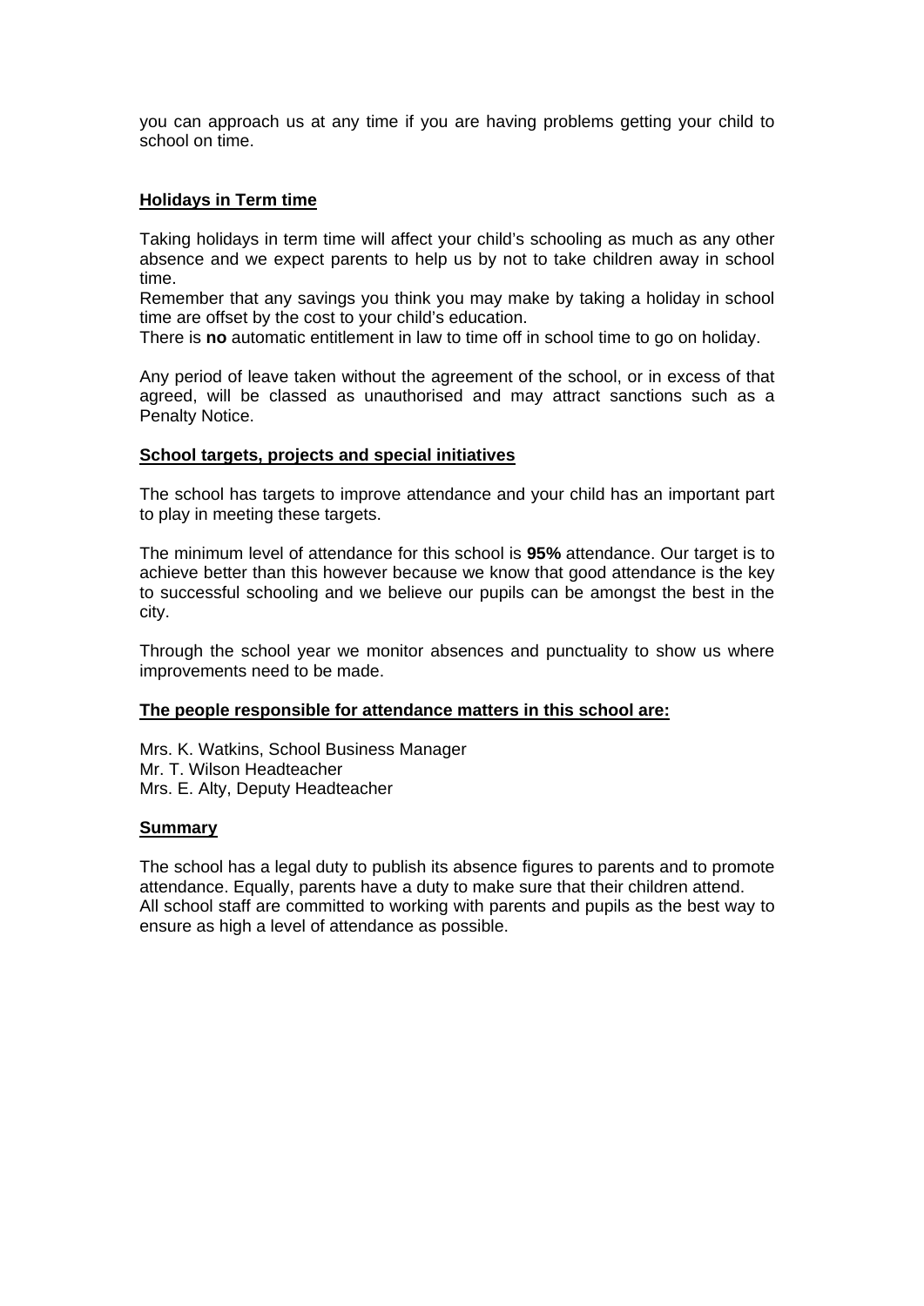you can approach us at any time if you are having problems getting your child to school on time.

## Holidays in Term time

Taking holidays in term time will affect your child's schooling as much as any other absence and we expect parents to help us by not to take children away in school time.

Remember that any savings you think you may make by taking a holiday in school time are offset by the cost to your child's education.

There is **no** automatic entitlement in law to time off in school time to go on holiday.

Any period of leave taken without the agreement of the school, or in excess of that agreed, will be classed as unauthorised and may attract sanctions such as a Penalty Notice.

## School targets, projects and special initiatives

The school has targets to improve attendance and your child has an important part to play in meeting these targets.

The minimum level of attendance for this school is **95%** attendance. Our target is to achieve better than this however because we know that good attendance is the key to successful schooling and we believe our pupils can be amongst the best in the city.

Through the school year we monitor absences and punctuality to show us where improvements need to be made.

## The people responsible for attendance matters in this school are:

Mrs. K. Watkins, School Business Manager
Mr. T. Wilson Headteacher
Mrs. E. Alty, Deputy Headteacher

## Summary

The school has a legal duty to publish its absence figures to parents and to promote attendance. Equally, parents have a duty to make sure that their children attend.
All school staff are committed to working with parents and pupils as the best way to ensure as high a level of attendance as possible.